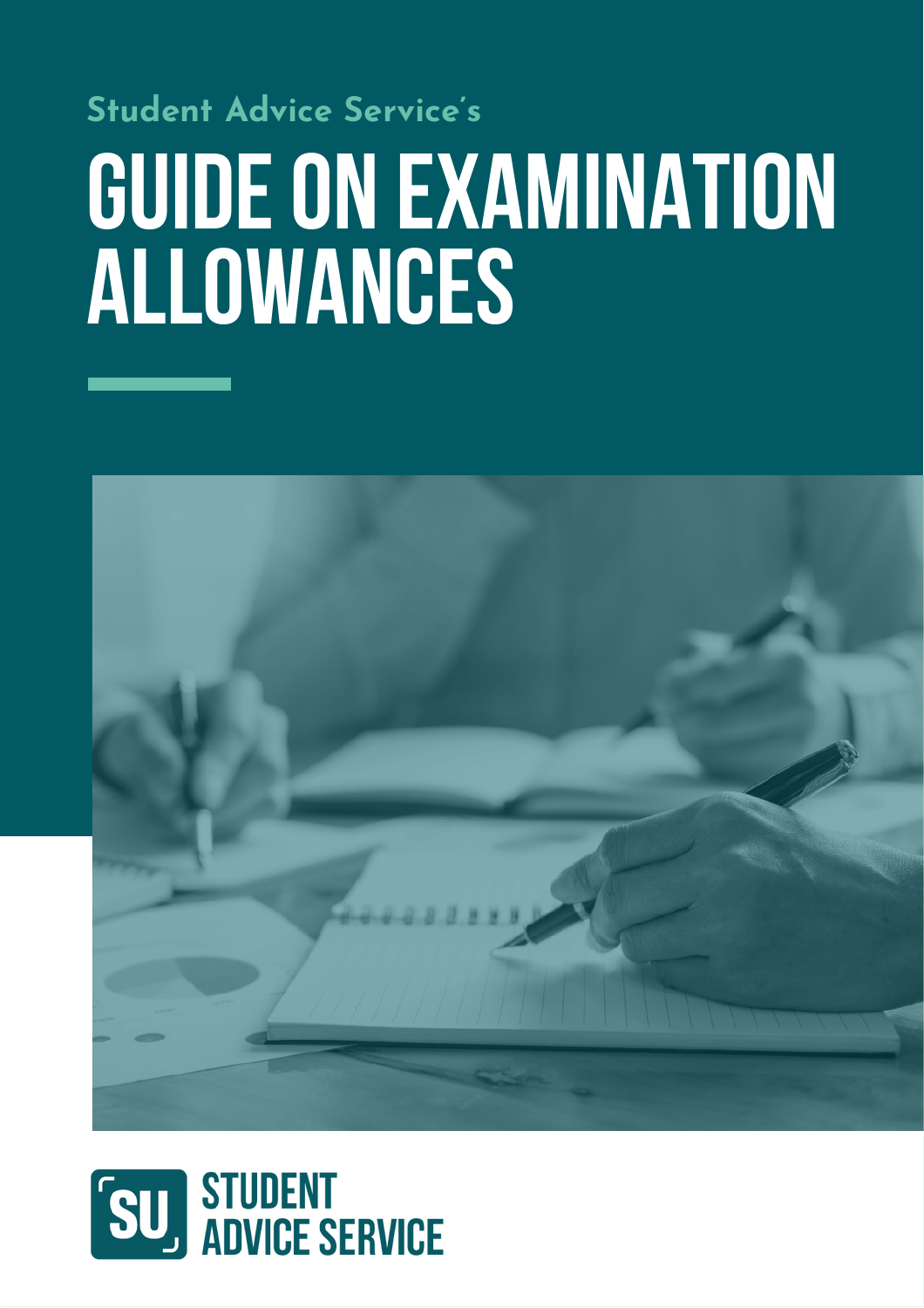Student Advice Service's

# GUIDE ON EXAMINATION ALLOWANCES

STUDENT ADVICE SERVICE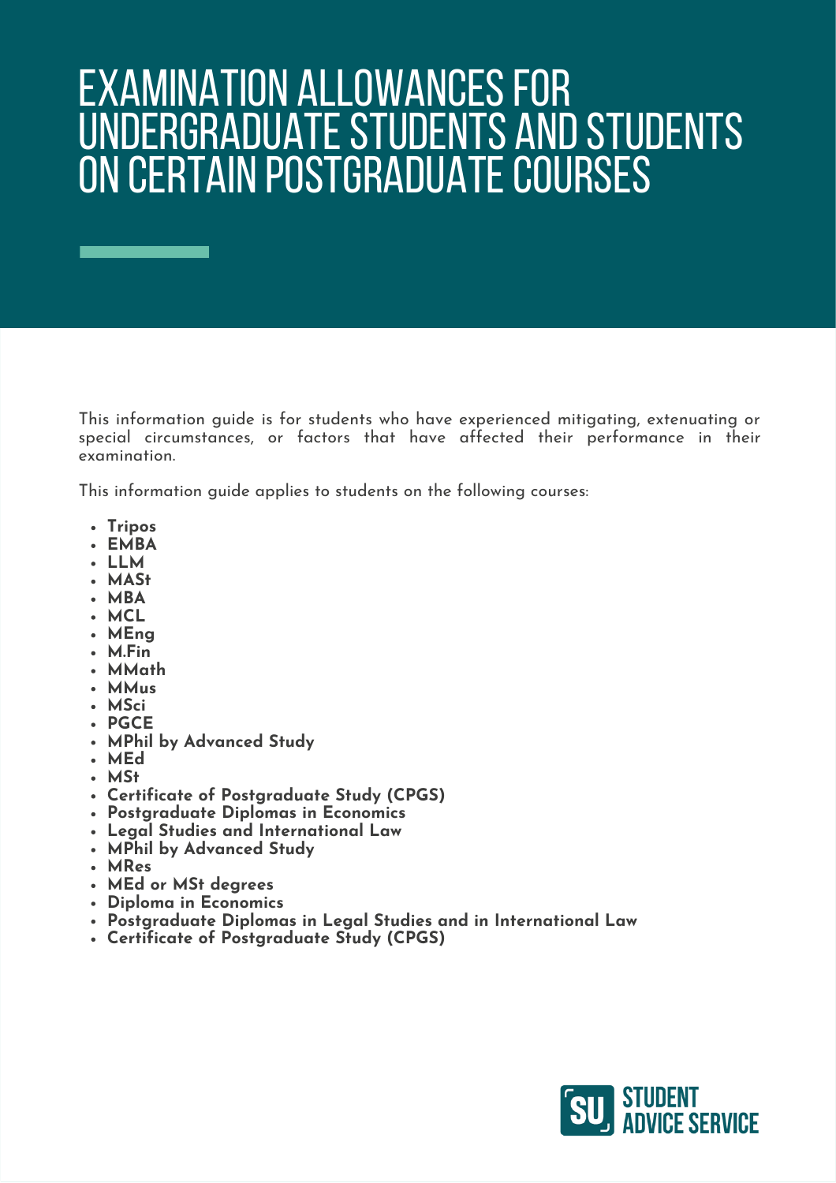# EXAMINATION ALLOWANCES FOR UNDERGRADUATE STUDENTS AND STUDENTS ON CERTAIN POSTGRADUATE COURSES

This information guide is for students who have experienced mitigating, extenuating or special circumstances, or factors that have affected their performance in their examination.

This information guide applies to students on the following courses:

- **Tripos**
- **EMBA**
- **LLM**
- **MASt**
- **MBA**
- **MCL**
- **MEng**
- **M.Fin**
- **MMath**
- **MMus**
- **MSci**
- **PGCE**
- **MPhil by Advanced Study**
- **MEd**
- **MSt**
- **Certificate of Postgraduate Study (CPGS)**
- **Postgraduate Diplomas in Economics**
- **Legal Studies and International Law**
- **MPhil by Advanced Study**
- **MRes**
- **MEd or MSt degrees**
- **Diploma in Economics**
- **Postgraduate Diplomas in Legal Studies and in International Law**
- **Certificate of Postgraduate Study (CPGS)**

SU STUDENT ADVICE SERVICE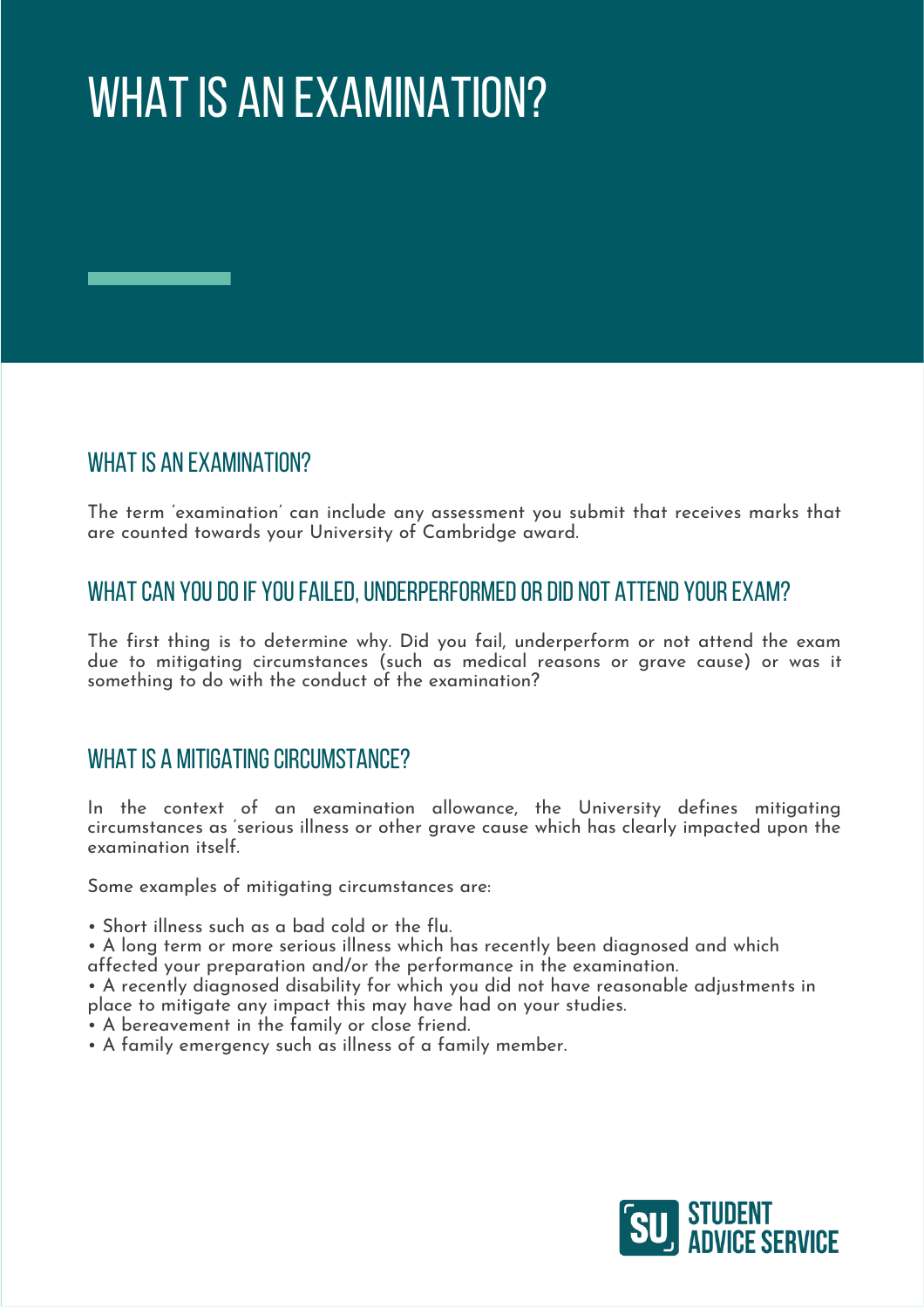# WHAT IS AN EXAMINATION?

## WHAT IS AN EXAMINATION?

The term 'examination' can include any assessment you submit that receives marks that are counted towards your University of Cambridge award.

## WHAT CAN YOU DO IF YOU FAILED, UNDERPERFORMED OR DID NOT ATTEND YOUR EXAM?

The first thing is to determine why. Did you fail, underperform or not attend the exam due to mitigating circumstances (such as medical reasons or grave cause) or was it something to do with the conduct of the examination?

## WHAT IS A MITIGATING CIRCUMSTANCE?

In the context of an examination allowance, the University defines mitigating circumstances as 'serious illness or other grave cause which has clearly impacted upon the examination itself.

Some examples of mitigating circumstances are:

- Short illness such as a bad cold or the flu.
- A long term or more serious illness which has recently been diagnosed and which affected your preparation and/or the performance in the examination.
- A recently diagnosed disability for which you did not have reasonable adjustments in place to mitigate any impact this may have had on your studies.
- A bereavement in the family or close friend.
- A family emergency such as illness of a family member.

SU STUDENT ADVICE SERVICE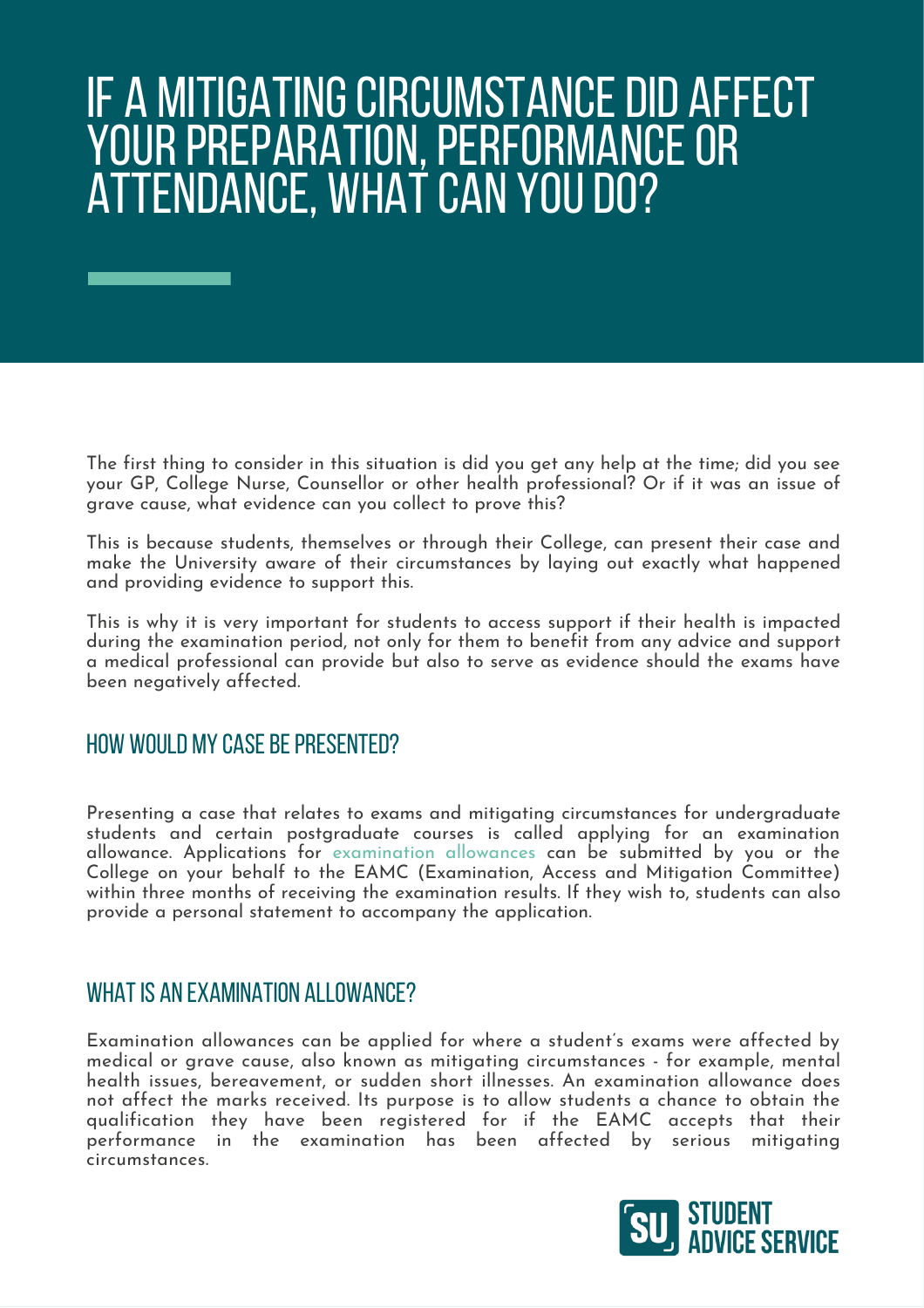# IF A MITIGATING CIRCUMSTANCE DID AFFECT YOUR PREPARATION, PERFORMANCE OR ATTENDANCE, WHAT CAN YOU DO?

The first thing to consider in this situation is did you get any help at the time; did you see your GP, College Nurse, Counsellor or other health professional? Or if it was an issue of grave cause, what evidence can you collect to prove this?

This is because students, themselves or through their College, can present their case and make the University aware of their circumstances by laying out exactly what happened and providing evidence to support this.

This is why it is very important for students to access support if their health is impacted during the examination period, not only for them to benefit from any advice and support a medical professional can provide but also to serve as evidence should the exams have been negatively affected.

## HOW WOULD MY CASE BE PRESENTED?

Presenting a case that relates to exams and mitigating circumstances for undergraduate students and certain postgraduate courses is called applying for an examination allowance. Applications for examination allowances can be submitted by you or the College on your behalf to the EAMC (Examination, Access and Mitigation Committee) within three months of receiving the examination results. If they wish to, students can also provide a personal statement to accompany the application.

## WHAT IS AN EXAMINATION ALLOWANCE?

Examination allowances can be applied for where a student's exams were affected by medical or grave cause, also known as mitigating circumstances - for example, mental health issues, bereavement, or sudden short illnesses. An examination allowance does not affect the marks received. Its purpose is to allow students a chance to obtain the qualification they have been registered for if the EAMC accepts that their performance in the examination has been affected by serious mitigating circumstances.

SU STUDENT ADVICE SERVICE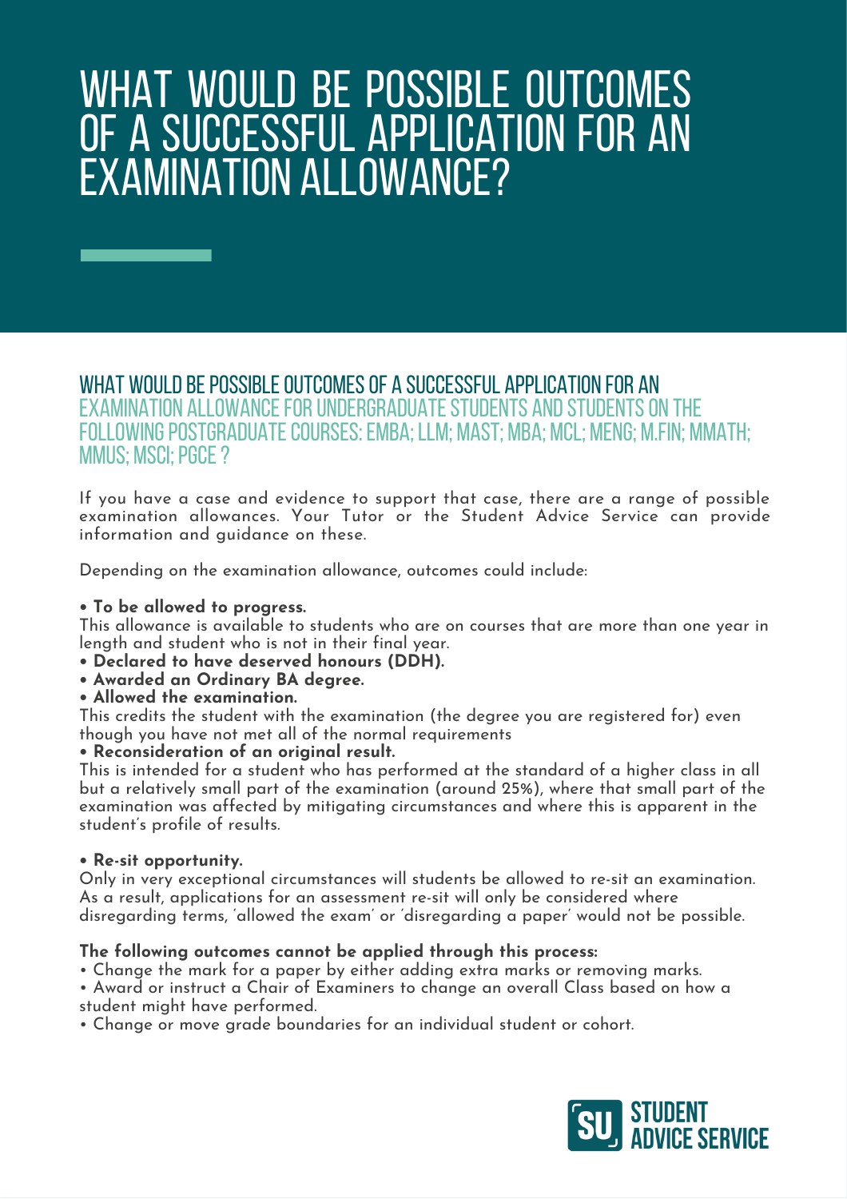# WHAT WOULD BE POSSIBLE OUTCOMES OF A SUCCESSFUL APPLICATION FOR AN EXAMINATION ALLOWANCE?

## WHAT WOULD BE POSSIBLE OUTCOMES OF A SUCCESSFUL APPLICATION FOR AN EXAMINATION ALLOWANCE FOR UNDERGRADUATE STUDENTS AND STUDENTS ON THE FOLLOWING POSTGRADUATE COURSES: EMBA; LLM; MAST; MBA; MCL; MENG; M.FIN; MMATH; MMUS; MSCI; PGCE ?

If you have a case and evidence to support that case, there are a range of possible examination allowances. Your Tutor or the Student Advice Service can provide information and guidance on these.

Depending on the examination allowance, outcomes could include:

- **To be allowed to progress.**
  This allowance is available to students who are on courses that are more than one year in length and student who is not in their final year.
- **Declared to have deserved honours (DDH).**
- **Awarded an Ordinary BA degree.**
- **Allowed the examination.**
  This credits the student with the examination (the degree you are registered for) even though you have not met all of the normal requirements
- **Reconsideration of an original result.**
  This is intended for a student who has performed at the standard of a higher class in all but a relatively small part of the examination (around 25%), where that small part of the examination was affected by mitigating circumstances and where this is apparent in the student's profile of results.
- **Re-sit opportunity.**
  Only in very exceptional circumstances will students be allowed to re-sit an examination. As a result, applications for an assessment re-sit will only be considered where disregarding terms, 'allowed the exam' or 'disregarding a paper' would not be possible.

**The following outcomes cannot be applied through this process:**

- Change the mark for a paper by either adding extra marks or removing marks.
- Award or instruct a Chair of Examiners to change an overall Class based on how a student might have performed.
- Change or move grade boundaries for an individual student or cohort.

SU STUDENT ADVICE SERVICE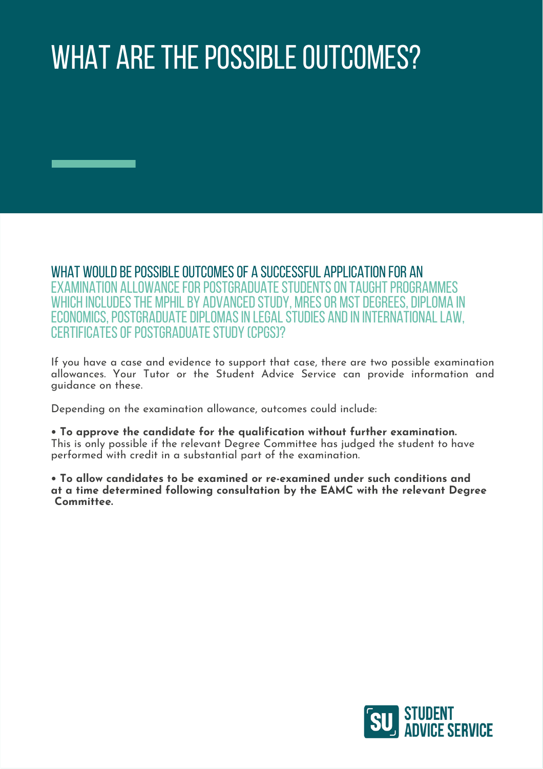# WHAT ARE THE POSSIBLE OUTCOMES?

## WHAT WOULD BE POSSIBLE OUTCOMES OF A SUCCESSFUL APPLICATION FOR AN EXAMINATION ALLOWANCE FOR POSTGRADUATE STUDENTS ON TAUGHT PROGRAMMES WHICH INCLUDES THE MPHIL BY ADVANCED STUDY, MRES OR MST DEGREES, DIPLOMA IN ECONOMICS, POSTGRADUATE DIPLOMAS IN LEGAL STUDIES AND IN INTERNATIONAL LAW, CERTIFICATES OF POSTGRADUATE STUDY (CPGS)?

If you have a case and evidence to support that case, there are two possible examination allowances. Your Tutor or the Student Advice Service can provide information and guidance on these.

Depending on the examination allowance, outcomes could include:

- **To approve the candidate for the qualification without further examination.** This is only possible if the relevant Degree Committee has judged the student to have performed with credit in a substantial part of the examination.

- **To allow candidates to be examined or re-examined under such conditions and at a time determined following consultation by the EAMC with the relevant Degree Committee.**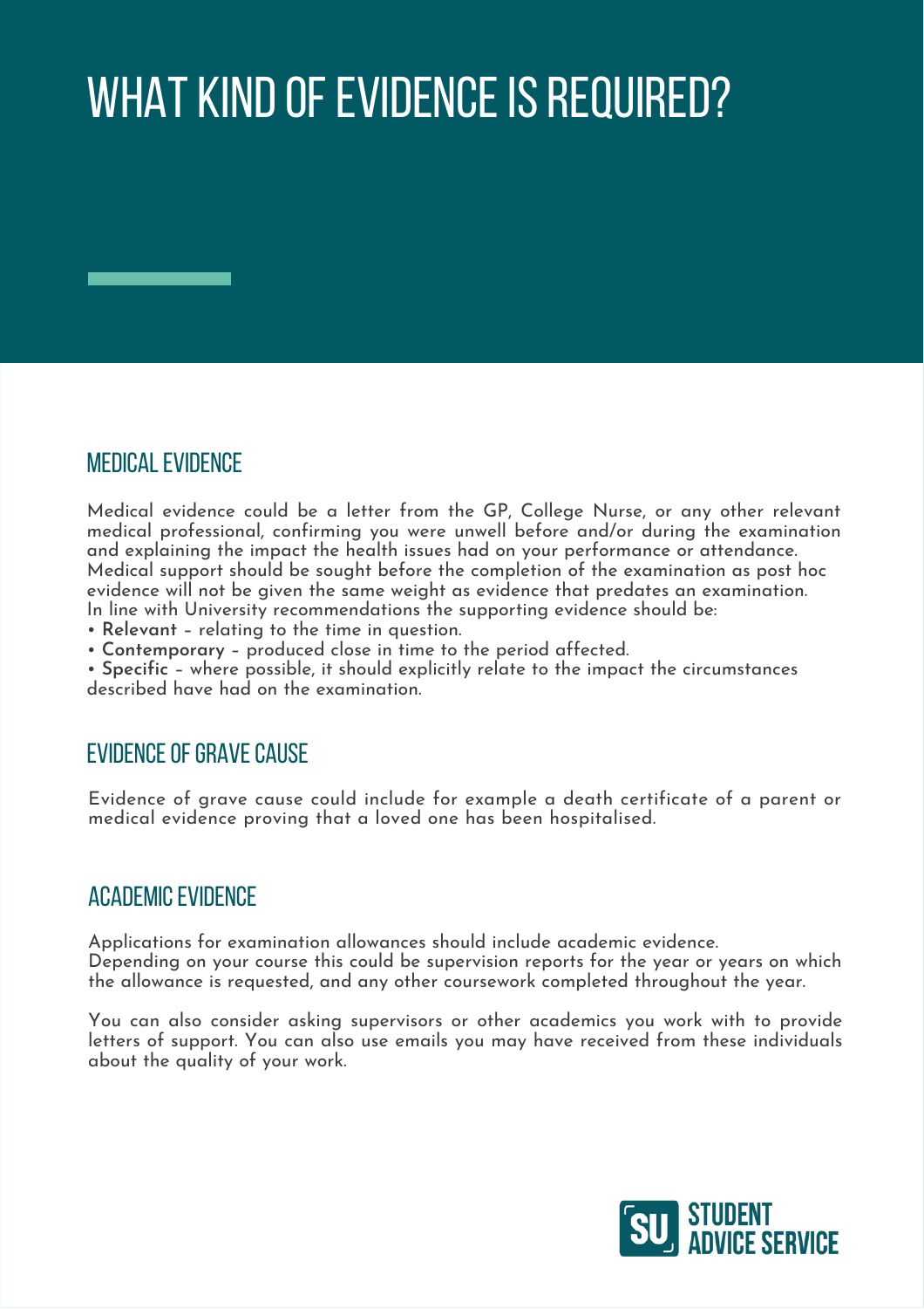# WHAT KIND OF EVIDENCE IS REQUIRED?

## MEDICAL EVIDENCE

Medical evidence could be a letter from the GP, College Nurse, or any other relevant medical professional, confirming you were unwell before and/or during the examination and explaining the impact the health issues had on your performance or attendance. Medical support should be sought before the completion of the examination as post hoc evidence will not be given the same weight as evidence that predates an examination. In line with University recommendations the supporting evidence should be:

- **Relevant** – relating to the time in question.
- **Contemporary** – produced close in time to the period affected.
- **Specific** – where possible, it should explicitly relate to the impact the circumstances described have had on the examination.

## EVIDENCE OF GRAVE CAUSE

Evidence of grave cause could include for example a death certificate of a parent or medical evidence proving that a loved one has been hospitalised.

## ACADEMIC EVIDENCE

Applications for examination allowances should include academic evidence. Depending on your course this could be supervision reports for the year or years on which the allowance is requested, and any other coursework completed throughout the year.

You can also consider asking supervisors or other academics you work with to provide letters of support. You can also use emails you may have received from these individuals about the quality of your work.

SU STUDENT ADVICE SERVICE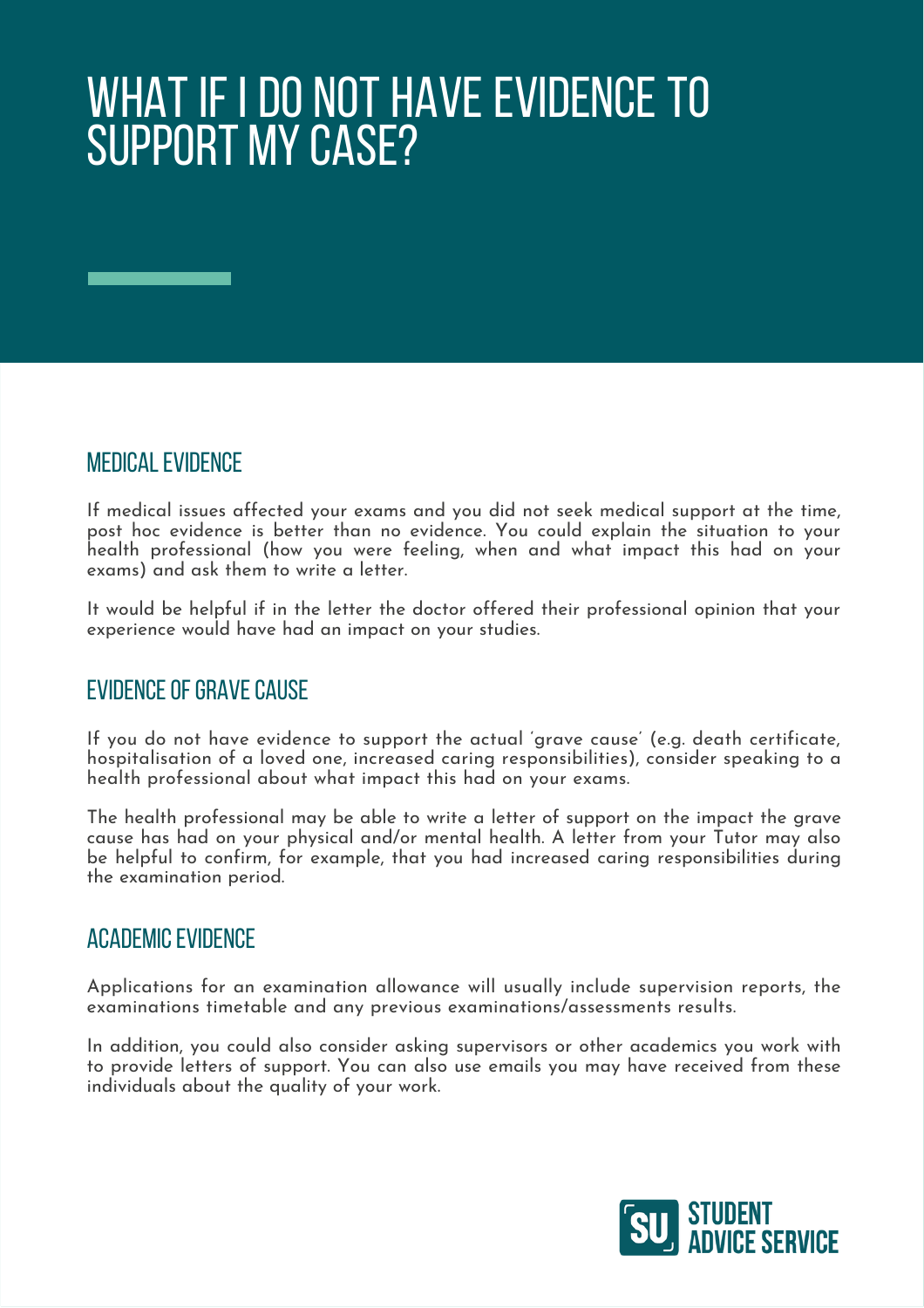# WHAT IF I DO NOT HAVE EVIDENCE TO SUPPORT MY CASE?

## MEDICAL EVIDENCE

If medical issues affected your exams and you did not seek medical support at the time, post hoc evidence is better than no evidence. You could explain the situation to your health professional (how you were feeling, when and what impact this had on your exams) and ask them to write a letter.

It would be helpful if in the letter the doctor offered their professional opinion that your experience would have had an impact on your studies.

## EVIDENCE OF GRAVE CAUSE

If you do not have evidence to support the actual 'grave cause' (e.g. death certificate, hospitalisation of a loved one, increased caring responsibilities), consider speaking to a health professional about what impact this had on your exams.

The health professional may be able to write a letter of support on the impact the grave cause has had on your physical and/or mental health. A letter from your Tutor may also be helpful to confirm, for example, that you had increased caring responsibilities during the examination period.

## ACADEMIC EVIDENCE

Applications for an examination allowance will usually include supervision reports, the examinations timetable and any previous examinations/assessments results.

In addition, you could also consider asking supervisors or other academics you work with to provide letters of support. You can also use emails you may have received from these individuals about the quality of your work.

SU STUDENT ADVICE SERVICE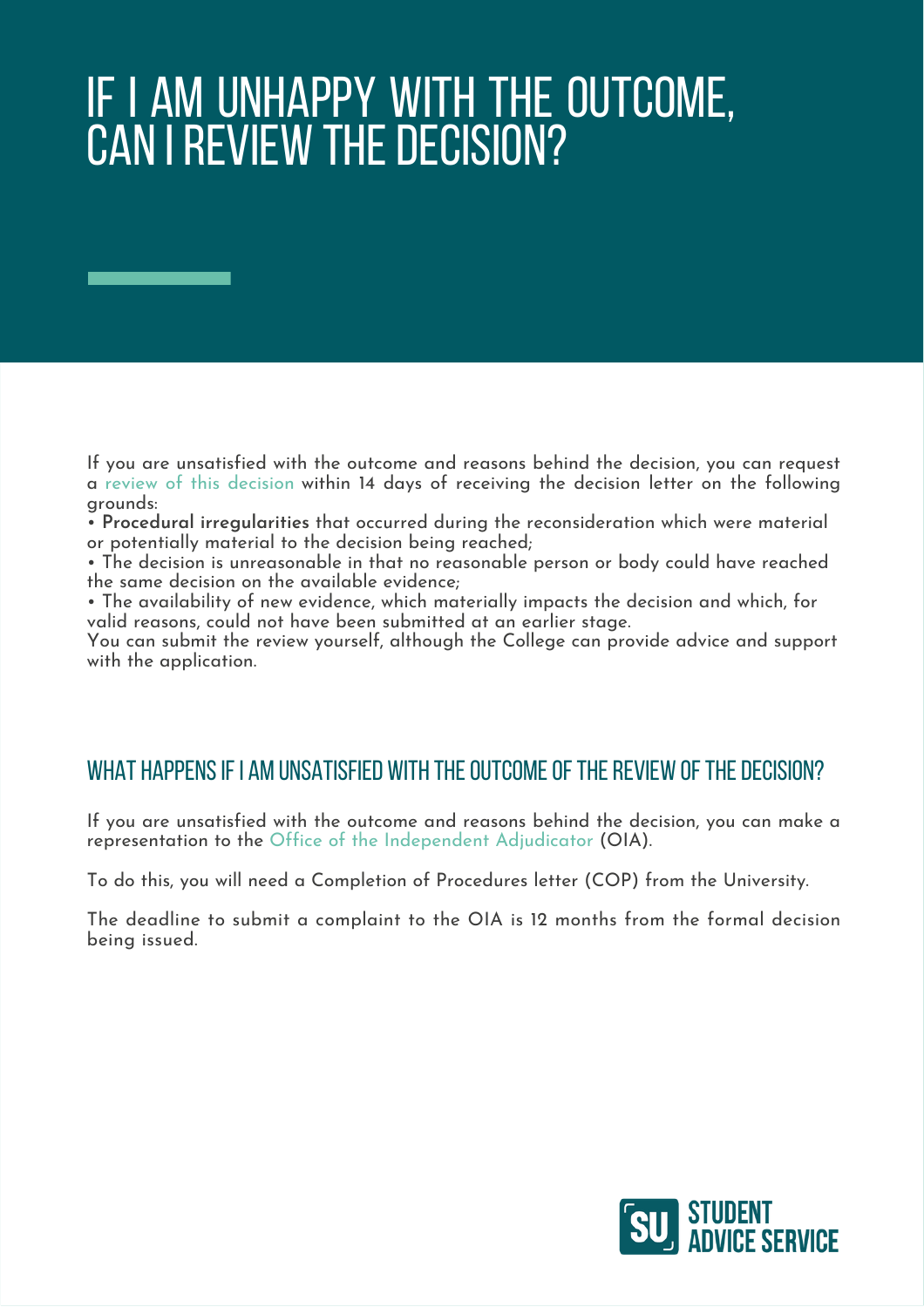# IF I AM UNHAPPY WITH THE OUTCOME, CAN I REVIEW THE DECISION?

If you are unsatisfied with the outcome and reasons behind the decision, you can request a review of this decision within 14 days of receiving the decision letter on the following grounds:

- **Procedural irregularities** that occurred during the reconsideration which were material or potentially material to the decision being reached;
- The decision is unreasonable in that no reasonable person or body could have reached the same decision on the available evidence;
- The availability of new evidence, which materially impacts the decision and which, for valid reasons, could not have been submitted at an earlier stage.

You can submit the review yourself, although the College can provide advice and support with the application.

## WHAT HAPPENS IF I AM UNSATISFIED WITH THE OUTCOME OF THE REVIEW OF THE DECISION?

If you are unsatisfied with the outcome and reasons behind the decision, you can make a representation to the Office of the Independent Adjudicator (OIA).

To do this, you will need a Completion of Procedures letter (COP) from the University.

The deadline to submit a complaint to the OIA is 12 months from the formal decision being issued.

SU STUDENT ADVICE SERVICE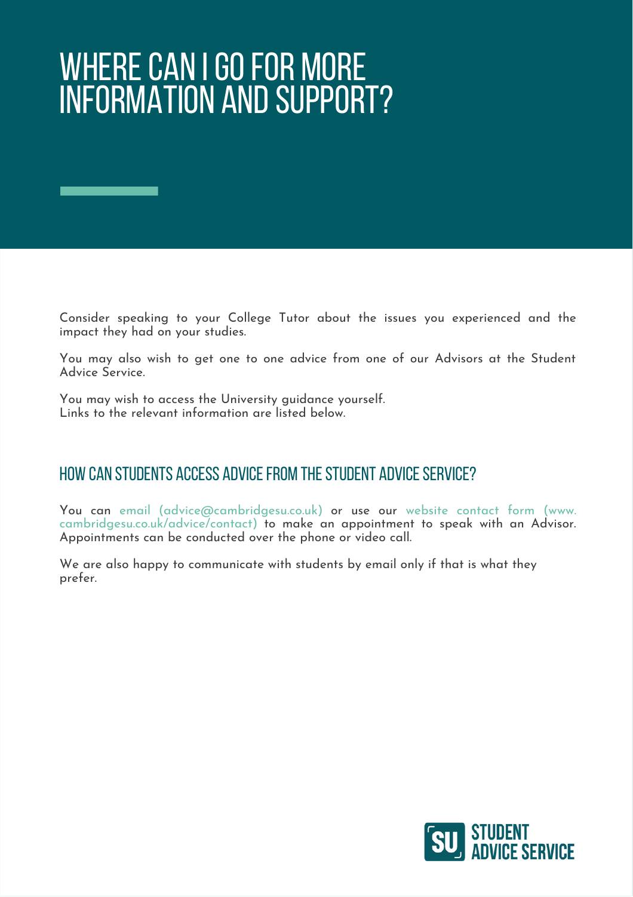# WHERE CAN I GO FOR MORE INFORMATION AND SUPPORT?

Consider speaking to your College Tutor about the issues you experienced and the impact they had on your studies.

You may also wish to get one to one advice from one of our Advisors at the Student Advice Service.

You may wish to access the University guidance yourself.
Links to the relevant information are listed below.

## HOW CAN STUDENTS ACCESS ADVICE FROM THE STUDENT ADVICE SERVICE?

You can email (advice@cambridgesu.co.uk) or use our website contact form (www.cambridgesu.co.uk/advice/contact) to make an appointment to speak with an Advisor. Appointments can be conducted over the phone or video call.

We are also happy to communicate with students by email only if that is what they prefer.

SU STUDENT ADVICE SERVICE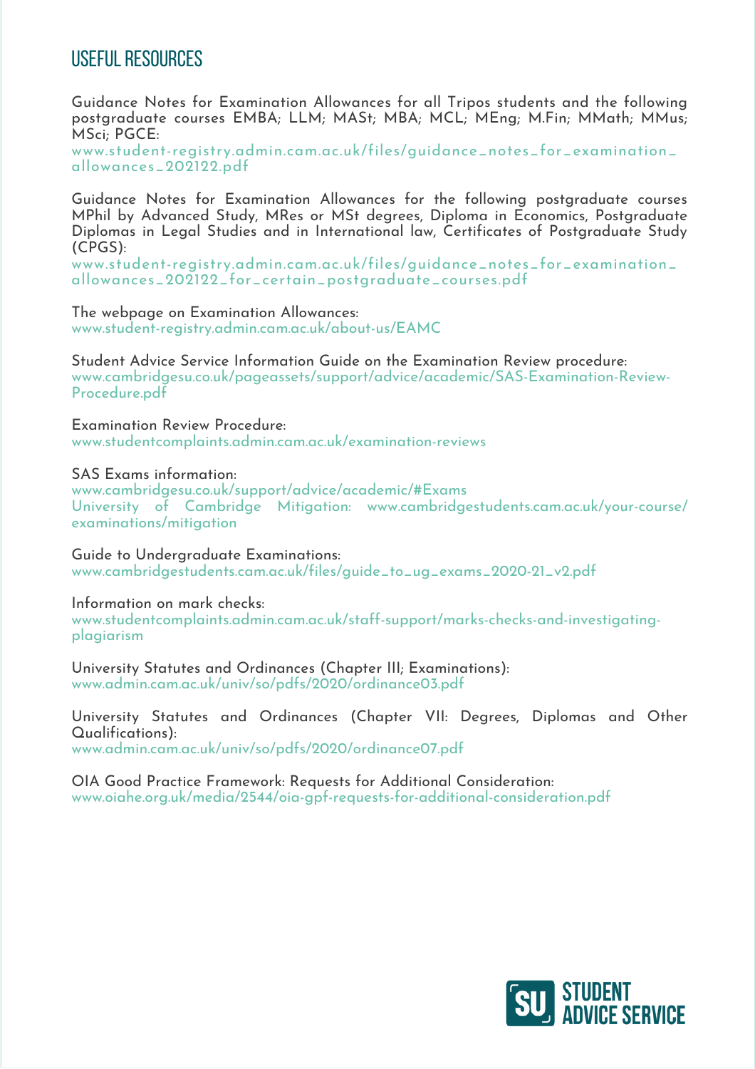## USEFUL RESOURCES

Guidance Notes for Examination Allowances for all Tripos students and the following postgraduate courses EMBA; LLM; MASt; MBA; MCL; MEng; M.Fin; MMath; MMus; MSci; PGCE:
www.student-registry.admin.cam.ac.uk/files/guidance_notes_for_examination_allowances_202122.pdf

Guidance Notes for Examination Allowances for the following postgraduate courses MPhil by Advanced Study, MRes or MSt degrees, Diploma in Economics, Postgraduate Diplomas in Legal Studies and in International law, Certificates of Postgraduate Study (CPGS):
www.student-registry.admin.cam.ac.uk/files/guidance_notes_for_examination_allowances_202122_for_certain_postgraduate_courses.pdf

The webpage on Examination Allowances:
www.student-registry.admin.cam.ac.uk/about-us/EAMC

Student Advice Service Information Guide on the Examination Review procedure:
www.cambridgesu.co.uk/pageassets/support/advice/academic/SAS-Examination-Review-Procedure.pdf

Examination Review Procedure:
www.studentcomplaints.admin.cam.ac.uk/examination-reviews

SAS Exams information:
www.cambridgesu.co.uk/support/advice/academic/#Exams
University of Cambridge Mitigation: www.cambridgestudents.cam.ac.uk/your-course/examinations/mitigation

Guide to Undergraduate Examinations:
www.cambridgestudents.cam.ac.uk/files/guide_to_ug_exams_2020-21_v2.pdf

Information on mark checks:
www.studentcomplaints.admin.cam.ac.uk/staff-support/marks-checks-and-investigating-plagiarism

University Statutes and Ordinances (Chapter III; Examinations):
www.admin.cam.ac.uk/univ/so/pdfs/2020/ordinance03.pdf

University Statutes and Ordinances (Chapter VII: Degrees, Diplomas and Other Qualifications):
www.admin.cam.ac.uk/univ/so/pdfs/2020/ordinance07.pdf

OIA Good Practice Framework: Requests for Additional Consideration:
www.oiahe.org.uk/media/2544/oia-gpf-requests-for-additional-consideration.pdf

SU STUDENT ADVICE SERVICE